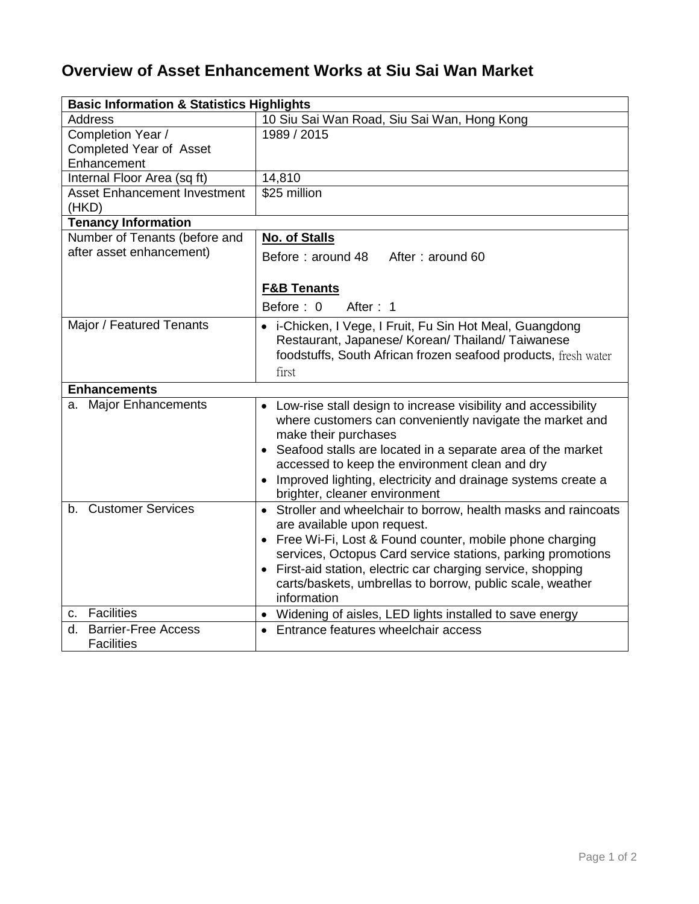# Overview of Asset Enhancement Works at Siu Sai Wan Market

| **Basic Information & Statistics Highlights** | |
|---|---|
| Address | 10 Siu Sai Wan Road, Siu Sai Wan, Hong Kong |
| Completion Year / Completed Year of Asset Enhancement | 1989 / 2015 |
| Internal Floor Area (sq ft) | 14,810 |
| Asset Enhancement Investment (HKD) | $25 million |
| **Tenancy Information** | |
| Number of Tenants (before and after asset enhancement) | **No. of Stalls**<br>Before：around 48　After：around 60<br><br>**F&B Tenants**<br>Before： 0　After： 1 |
| Major / Featured Tenants | • i-Chicken, I Vege, I Fruit, Fu Sin Hot Meal, Guangdong Restaurant, Japanese/ Korean/ Thailand/ Taiwanese foodstuffs, South African frozen seafood products, fresh water first |
| **Enhancements** | |
| a. Major Enhancements | • Low-rise stall design to increase visibility and accessibility where customers can conveniently navigate the market and make their purchases<br>• Seafood stalls are located in a separate area of the market accessed to keep the environment clean and dry<br>• Improved lighting, electricity and drainage systems create a brighter, cleaner environment |
| b. Customer Services | • Stroller and wheelchair to borrow, health masks and raincoats are available upon request.<br>• Free Wi-Fi, Lost & Found counter, mobile phone charging services, Octopus Card service stations, parking promotions<br>• First-aid station, electric car charging service, shopping carts/baskets, umbrellas to borrow, public scale, weather information |
| c. Facilities | • Widening of aisles, LED lights installed to save energy |
| d. Barrier-Free Access Facilities | • Entrance features wheelchair access |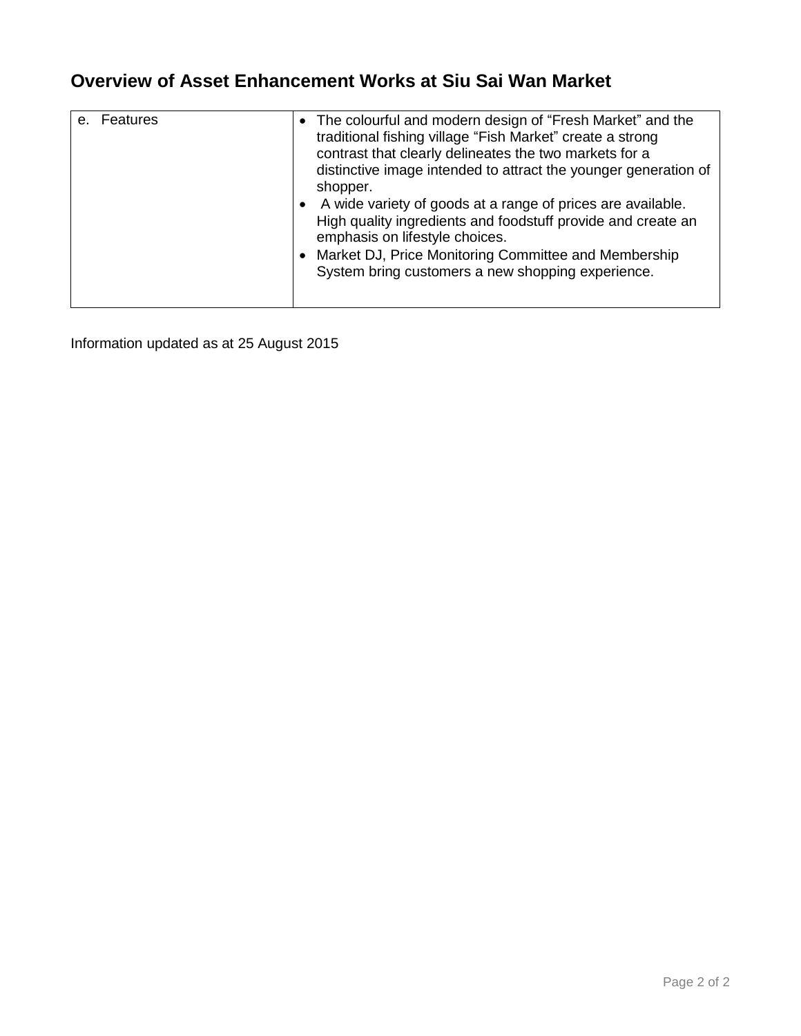# Overview of Asset Enhancement Works at Siu Sai Wan Market

| | |
|---|---|
| e. Features | • The colourful and modern design of “Fresh Market” and the traditional fishing village “Fish Market” create a strong contrast that clearly delineates the two markets for a distinctive image intended to attract the younger generation of shopper.<br>• A wide variety of goods at a range of prices are available. High quality ingredients and foodstuff provide and create an emphasis on lifestyle choices.<br>• Market DJ, Price Monitoring Committee and Membership System bring customers a new shopping experience. |

Information updated as at 25 August 2015